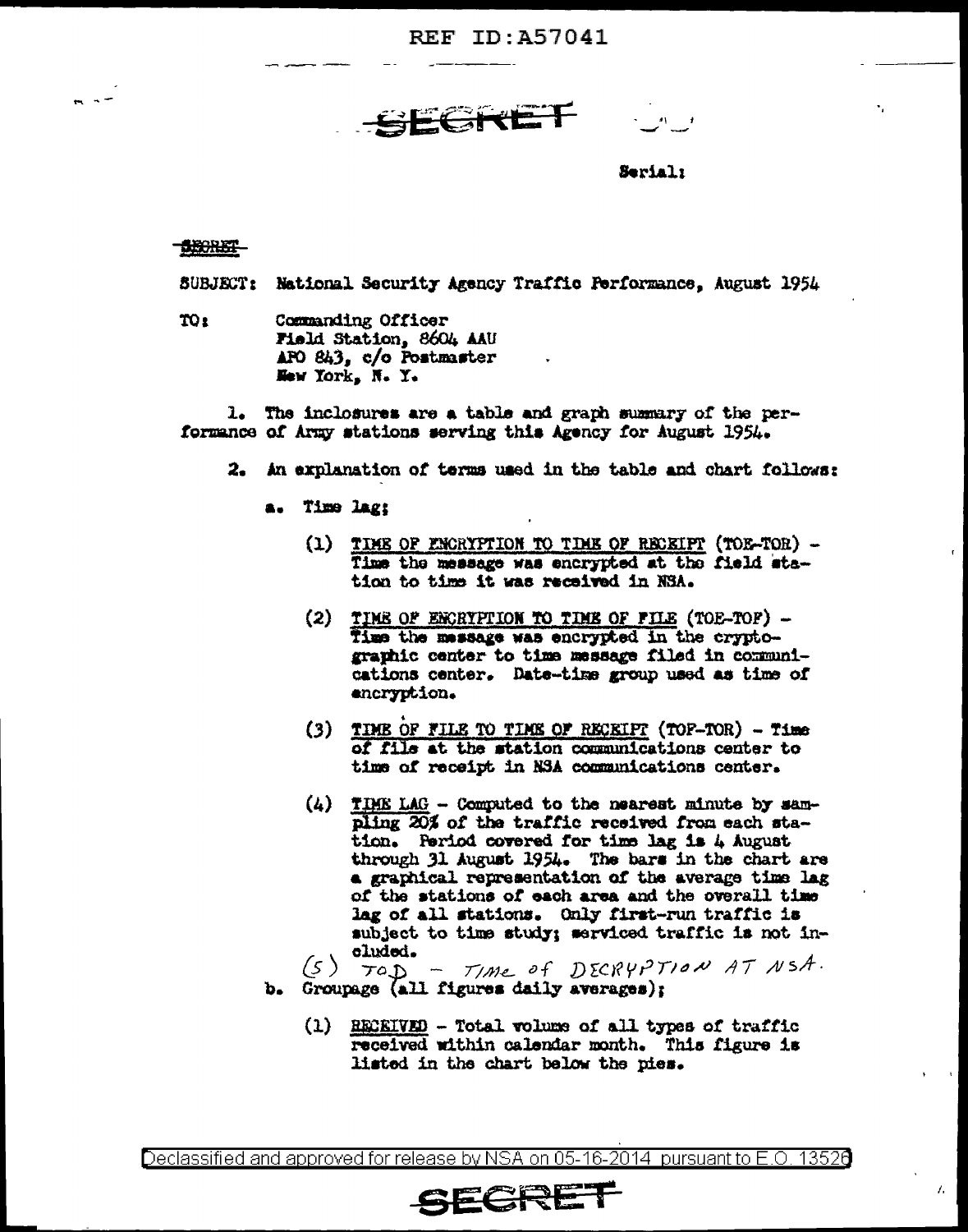SECRET

Serial:

SECRET

SUBJECT: National Security Agency Traffic Performance, August 1954

TO: Commanding Officer
Field Station, 8604 AAU
APO 843, c/o Postmaster
New York, N. Y.

1. The inclosures are a table and graph summary of the performance of Army stations serving this Agency for August 1954.

2. An explanation of terms used in the table and chart follows:

a. Time lag:

(1) TIME OF ENCRYPTION TO TIME OF RECEIPT (TOE-TOR) - Time the message was encrypted at the field station to time it was received in NSA.

(2) TIME OF ENCRYPTION TO TIME OF FILE (TOE-TOF) - Time the message was encrypted in the cryptographic center to time message filed in communications center. Date-time group used as time of encryption.

(3) TIME OF FILE TO TIME OF RECEIPT (TOF-TOR) - Time of file at the station communications center to time of receipt in NSA communications center.

(4) TIME LAG - Computed to the nearest minute by sampling 20% of the traffic received from each station. Period covered for time lag is 4 August through 31 August 1954. The bars in the chart are a graphical representation of the average time lag of the stations of each area and the overall time lag of all stations. Only first-run traffic is subject to time study; serviced traffic is not included.

(5) TOD - TIME OF DECRYPTION AT NSA.

b. Groupage (all figures daily averages);

(1) RECEIVED - Total volume of all types of traffic received within calendar month. This figure is listed in the chart below the pies.

SECRET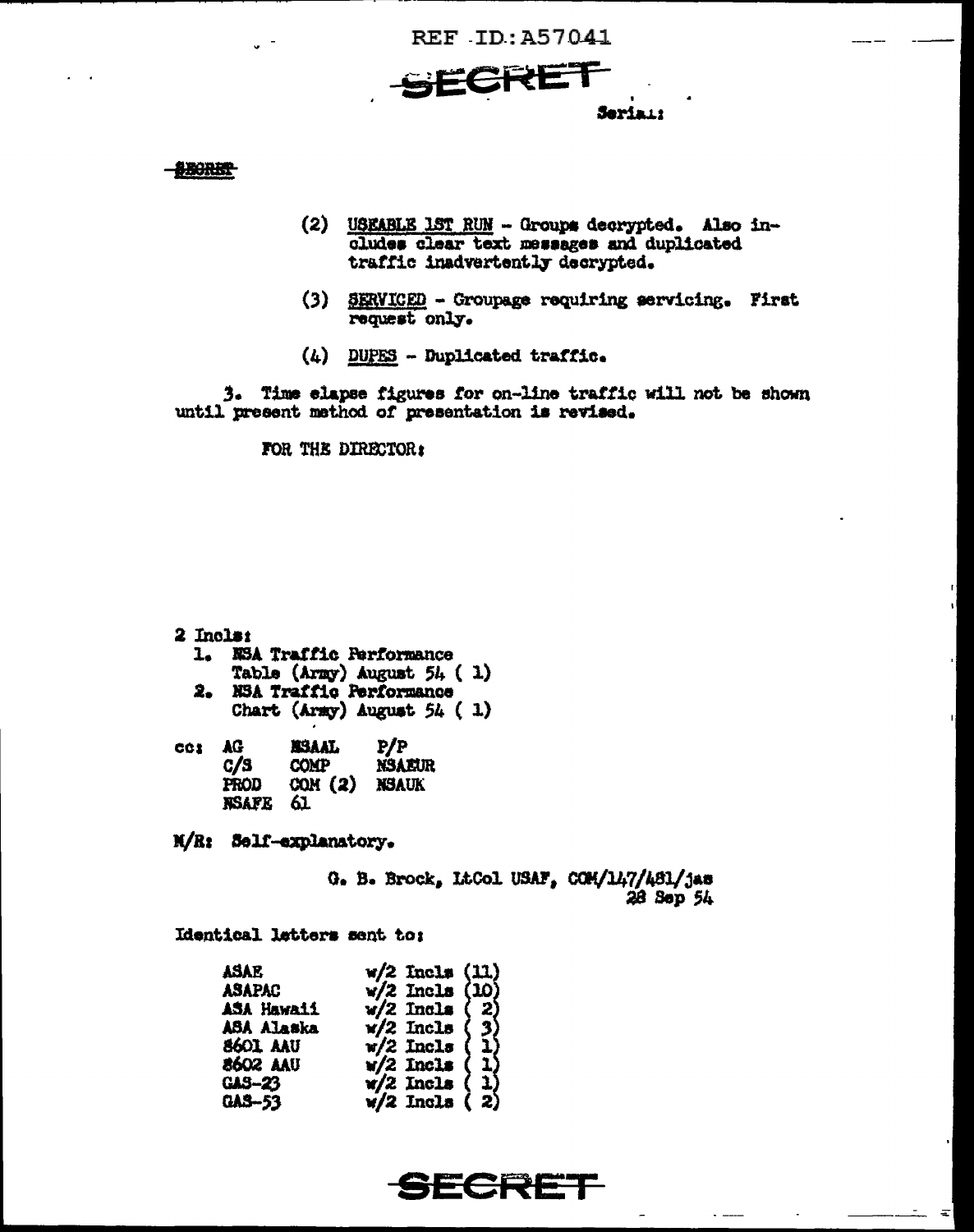REF ID:A57041

SECRET

Serial:

SECRET

(2) USEABLE 1ST RUN - Groups decrypted. Also includes clear text messages and duplicated traffic inadvertently decrypted.

(3) SERVICED - Groupage requiring servicing. First request only.

(4) DUPES - Duplicated traffic.

3. Time elapse figures for on-line traffic will not be shown until present method of presentation is revised.

FOR THE DIRECTOR:

2 Incls:
1. NSA Traffic Performance Table (Army) August 54 ( 1)
2. NSA Traffic Performance Chart (Army) August 54 ( 1)

| | | | |
|---|---|---|---|
| cc: | AG | NSAAL | P/P |
| | C/S | COMP | NSAEUR |
| | PROD | COM (2) | NSAUK |
| | NSAFE | 61 | |

M/R: Self-explanatory.

G. B. Brock, LtCol USAF, COM/147/481/jas
28 Sep 54

Identical letters sent to:

| | |
|---|---|
| ASAE | w/2 Incls (11) |
| ASAPAC | w/2 Incls (10) |
| ASA Hawaii | w/2 Incls ( 2) |
| ASA Alaska | w/2 Incls ( 3) |
| 8601 AAU | w/2 Incls ( 1) |
| 8602 AAU | w/2 Incls ( 1) |
| GAS-23 | w/2 Incls ( 1) |
| GAS-53 | w/2 Incls ( 2) |

SECRET